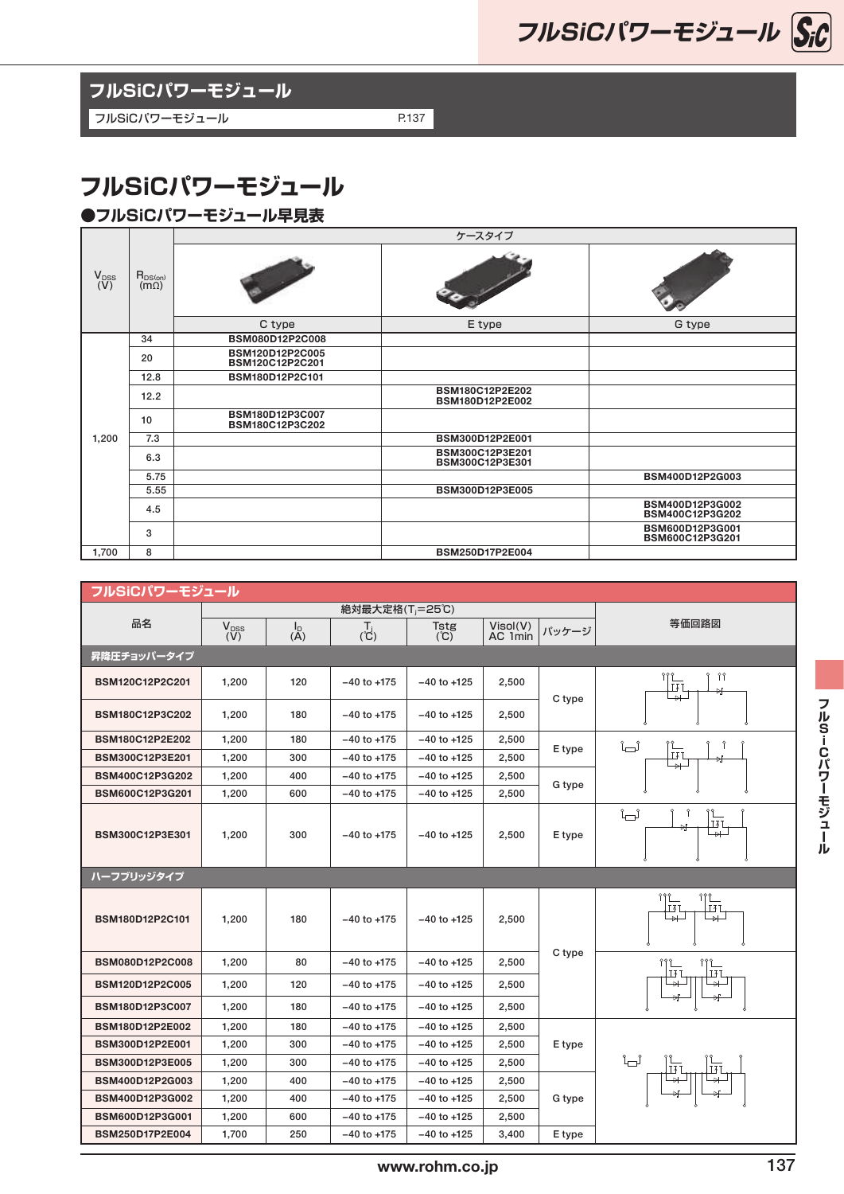## フルSiCパワーモジュール

| フルSiCパワーモジュール | P.137 |
|---|---|

# フルSiCパワーモジュール

### ●フルSiCパワーモジュール早見表

| $V_{DSS}$ (V) | $R_{DS(on)}$ (mΩ) | ケースタイプ | | |
|---|---|---|---|---|
| | | C type | E type | G type |
| 1,200 | 34 | BSM080D12P2C008 | | |
| | 20 | BSM120D12P2C005<br>BSM120C12P2C201 | | |
| | 12.8 | BSM180D12P2C101 | | |
| | 12.2 | | BSM180C12P2E202<br>BSM180D12P2E002 | |
| | 10 | BSM180D12P3C007<br>BSM180C12P3C202 | | |
| | 7.3 | | BSM300D12P2E001 | |
| | 6.3 | | BSM300C12P3E201<br>BSM300C12P3E301 | |
| | 5.75 | | | BSM400D12P2G003 |
| | 5.55 | | BSM300D12P3E005 | |
| | 4.5 | | | BSM400D12P3G002<br>BSM400C12P3G202 |
| | 3 | | | BSM600D12P3G001<br>BSM600C12P3G201 |
| 1,700 | 8 | | BSM250D17P2E004 | |

## フルSiCパワーモジュール

| 品名 | 絶対最大定格($T_j$=25℃) | | | | | | 等価回路図 |
|---|---|---|---|---|---|---|---|
| | $V_{DSS}$ (V) | $I_D$ (A) | $T_j$ (℃) | Tstg (℃) | Visol(V) AC 1min | パッケージ | |
| **昇降圧チョッパータイプ** | | | | | | | |
| BSM120C12P2C201 | 1,200 | 120 | −40 to +175 | −40 to +125 | 2,500 | C type | |
| BSM180C12P3C202 | 1,200 | 180 | −40 to +175 | −40 to +125 | 2,500 | C type | |
| BSM180C12P2E202 | 1,200 | 180 | −40 to +175 | −40 to +125 | 2,500 | E type | |
| BSM300C12P3E201 | 1,200 | 300 | −40 to +175 | −40 to +125 | 2,500 | E type | |
| BSM400C12P3G202 | 1,200 | 400 | −40 to +175 | −40 to +125 | 2,500 | G type | |
| BSM600C12P3G201 | 1,200 | 600 | −40 to +175 | −40 to +125 | 2,500 | G type | |
| BSM300C12P3E301 | 1,200 | 300 | −40 to +175 | −40 to +125 | 2,500 | E type | |
| **ハーフブリッジタイプ** | | | | | | | |
| BSM180D12P2C101 | 1,200 | 180 | −40 to +175 | −40 to +125 | 2,500 | C type | |
| BSM080D12P2C008 | 1,200 | 80 | −40 to +175 | −40 to +125 | 2,500 | C type | |
| BSM120D12P2C005 | 1,200 | 120 | −40 to +175 | −40 to +125 | 2,500 | C type | |
| BSM180D12P3C007 | 1,200 | 180 | −40 to +175 | −40 to +125 | 2,500 | C type | |
| BSM180D12P2E002 | 1,200 | 180 | −40 to +175 | −40 to +125 | 2,500 | E type | |
| BSM300D12P2E001 | 1,200 | 300 | −40 to +175 | −40 to +125 | 2,500 | E type | |
| BSM300D12P3E005 | 1,200 | 300 | −40 to +175 | −40 to +125 | 2,500 | E type | |
| BSM400D12P2G003 | 1,200 | 400 | −40 to +175 | −40 to +125 | 2,500 | G type | |
| BSM400D12P3G002 | 1,200 | 400 | −40 to +175 | −40 to +125 | 2,500 | G type | |
| BSM600D12P3G001 | 1,200 | 600 | −40 to +175 | −40 to +125 | 2,500 | G type | |
| BSM250D17P2E004 | 1,700 | 250 | −40 to +175 | −40 to +125 | 3,400 | E type | |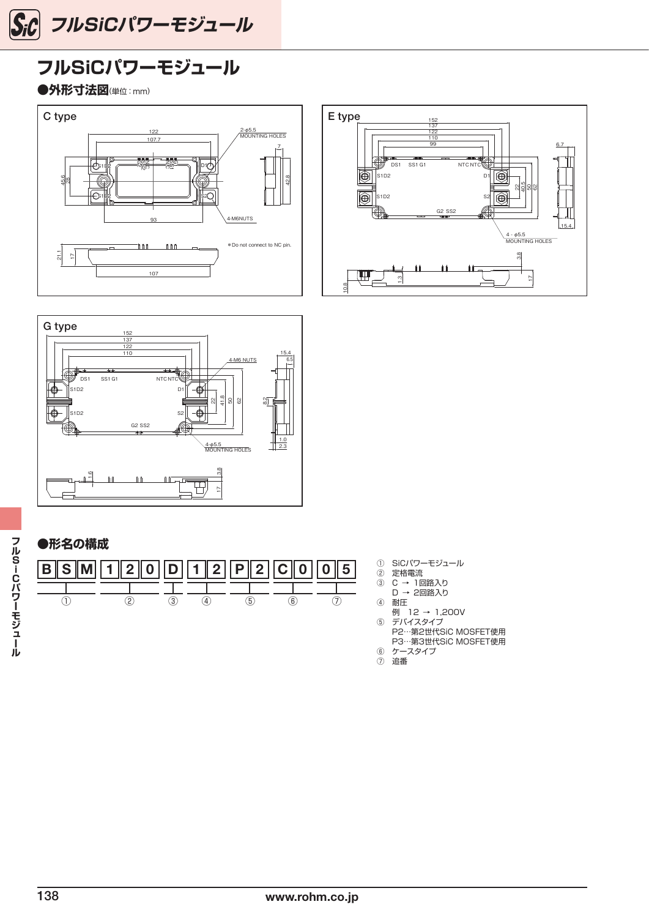# フルSiCパワーモジュール

●**外形寸法図**(単位 : mm)

C type

122
107.7
2-φ5.5
MOUNTING HOLES
7
45.6
28
S1D2
D1
S2
S1D2
42.8
93
4-M6NUTS
※Do not connect to NC pin.
21.1
17
107

E type

152
137
122
110
99
6.7
DS1
SS1 G1
NTC NTC
S1D2
D1
S1D2
S2
22
40.5
50
62
G2 SS2
4 - φ5.5
MOUNTING HOLES
15.4
3.8
10.8
1.3
17

G type

152
137
122
110
15.4
6.5
4-M6 NUTS
DS1
SS1 G1
NTC NTC
S1D2
D1
S1D2
S2
22
41.8
50
62
8.2
G2 SS2
4-φ5.5
MOUNTING HOLES
1.0
2.3
1.6
3.8
17

●**形名の構成**

B S M | 1 2 0 | D | 1 2 | P 2 | C 0 | 0 5

① ② ③ ④ ⑤ ⑥ ⑦

① SiCパワーモジュール
② 定格電流
③ C → 1回路入り
　 D → 2回路入り
④ 耐圧
　 例　12 → 1,200V
⑤ デバイスタイプ
　 P2…第2世代SiC MOSFET使用
　 P3…第3世代SiC MOSFET使用
⑥ ケースタイプ
⑦ 追番